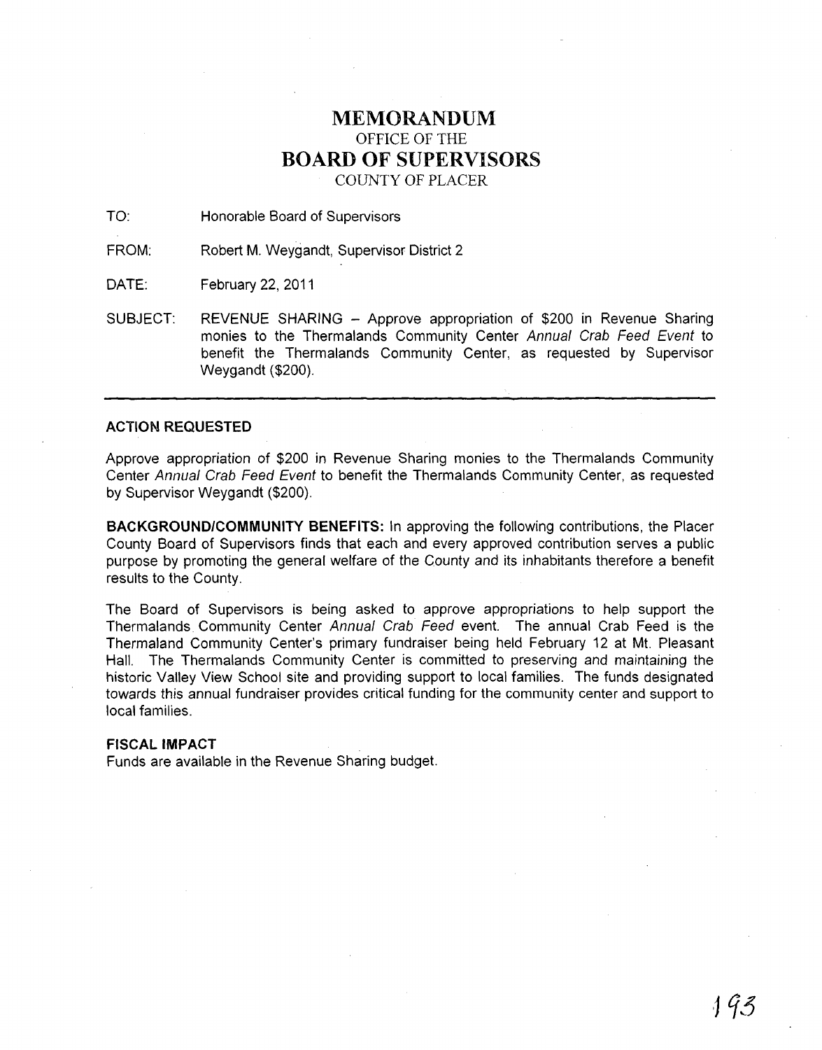# MEMORANDUM
## OFFICE OF THE
# BOARD OF SUPERVISORS
## COUNTY OF PLACER

TO: Honorable Board of Supervisors

FROM: Robert M. Weygandt, Supervisor District 2

DATE: February 22, 2011

SUBJECT: REVENUE SHARING – Approve appropriation of $200 in Revenue Sharing monies to the Thermalands Community Center *Annual Crab Feed Event* to benefit the Thermalands Community Center, as requested by Supervisor Weygandt ($200).

---

**ACTION REQUESTED**

Approve appropriation of $200 in Revenue Sharing monies to the Thermalands Community Center *Annual Crab Feed Event* to benefit the Thermalands Community Center, as requested by Supervisor Weygandt ($200).

**BACKGROUND/COMMUNITY BENEFITS:** In approving the following contributions, the Placer County Board of Supervisors finds that each and every approved contribution serves a public purpose by promoting the general welfare of the County and its inhabitants therefore a benefit results to the County.

The Board of Supervisors is being asked to approve appropriations to help support the Thermalands Community Center *Annual Crab Feed* event. The annual Crab Feed is the Thermaland Community Center's primary fundraiser being held February 12 at Mt. Pleasant Hall. The Thermalands Community Center is committed to preserving and maintaining the historic Valley View School site and providing support to local families. The funds designated towards this annual fundraiser provides critical funding for the community center and support to local families.

**FISCAL IMPACT**

Funds are available in the Revenue Sharing budget.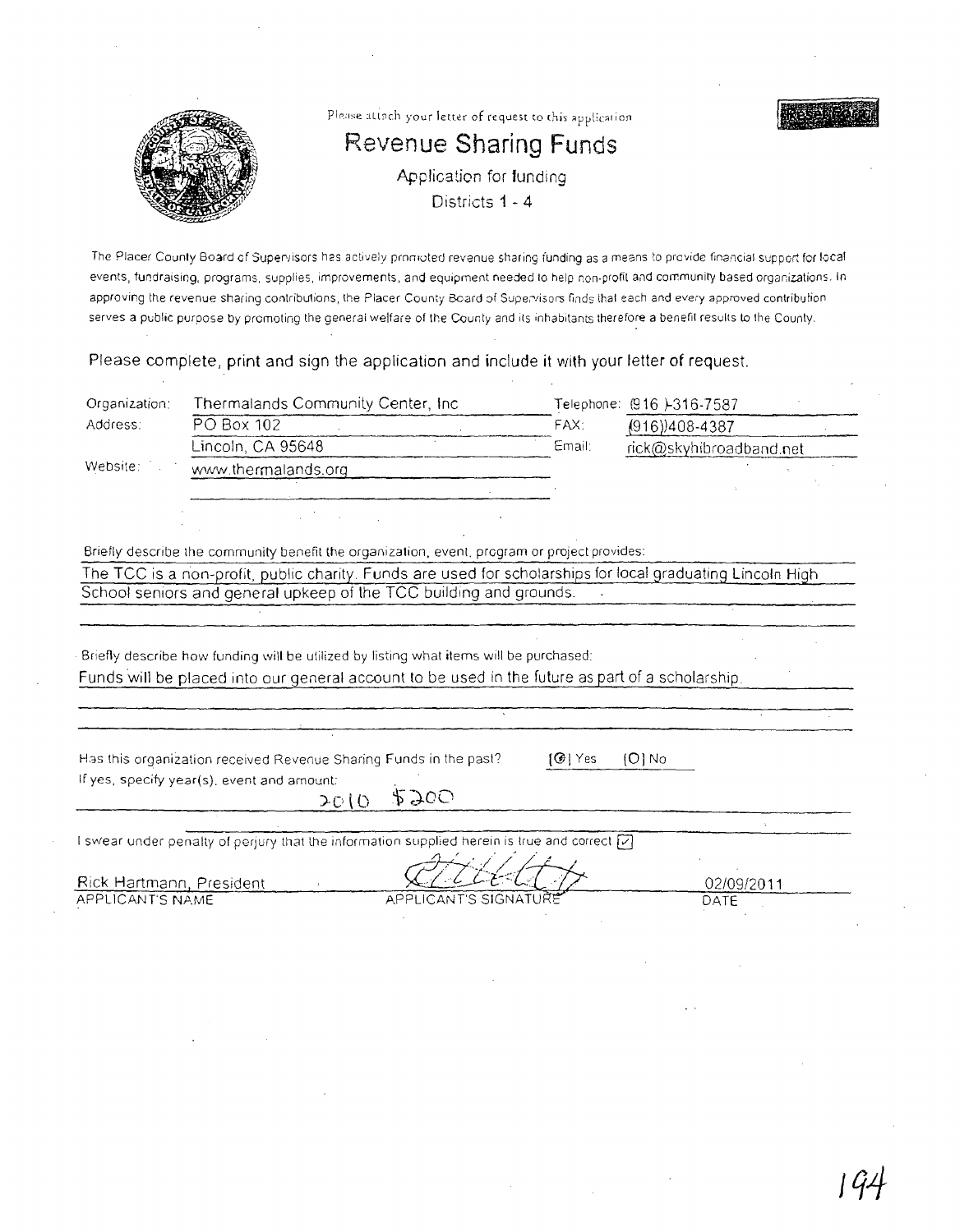Please attach your letter of request to this application

# Revenue Sharing Funds

Application for funding

Districts 1 - 4

The Placer County Board of Supervisors has actively promoted revenue sharing funding as a means to provide financial support for local events, fundraising, programs, supplies, improvements, and equipment needed to help non-profit and community based organizations. In approving the revenue sharing contributions, the Placer County Board of Supervisors finds that each and every approved contribution serves a public purpose by promoting the general welfare of the County and its inhabitants therefore a benefit results to the County.

Please complete, print and sign the application and include it with your letter of request.

| | | | |
|---|---|---|---|
| Organization: | Thermalands Community Center, Inc | Telephone: | (916 )-316-7587 |
| Address: | PO Box 102 | FAX: | (916))408-4387 |
| | Lincoln, CA 95648 | Email: | rick@skyhibroadband.net |
| Website: | www.thermalands.org | | |

Briefly describe the community benefit the organization, event, program or project provides:

The TCC is a non-profit, public charity. Funds are used for scholarships for local graduating Lincoln High School seniors and general upkeep of the TCC building and grounds.

Briefly describe how funding will be utilized by listing what items will be purchased:

Funds will be placed into our general account to be used in the future as part of a scholarship.

Has this organization received Revenue Sharing Funds in the past? [●] Yes [O] No

If yes, specify year(s), event and amount:

2010 $200

I swear under penalty of perjury that the information supplied herein is true and correct [✓]

| Rick Hartmann, President | [signature] | 02/09/2011 |
|---|---|---|
| APPLICANT'S NAME | APPLICANT'S SIGNATURE | DATE |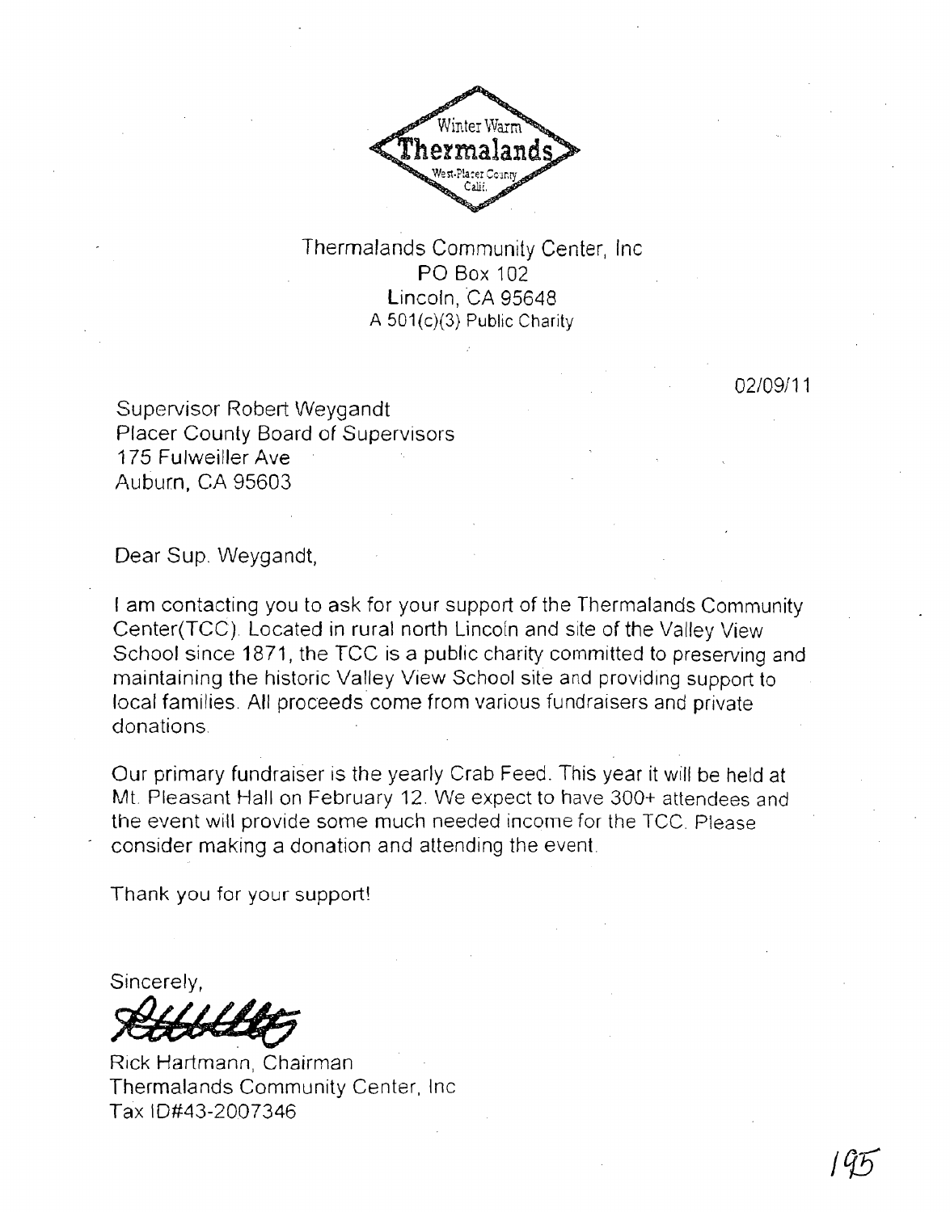Winter Warm
Thermalands
West-Placer County
Calif.

Thermalands Community Center, Inc
PO Box 102
Lincoln, CA 95648
A 501(c)(3) Public Charity

02/09/11

Supervisor Robert Weygandt
Placer County Board of Supervisors
175 Fulweiller Ave
Auburn, CA 95603

Dear Sup. Weygandt,

I am contacting you to ask for your support of the Thermalands Community Center(TCC). Located in rural north Lincoln and site of the Valley View School since 1871, the TCC is a public charity committed to preserving and maintaining the historic Valley View School site and providing support to local families. All proceeds come from various fundraisers and private donations.

Our primary fundraiser is the yearly Crab Feed. This year it will be held at Mt. Pleasant Hall on February 12. We expect to have 300+ attendees and the event will provide some much needed income for the TCC. Please consider making a donation and attending the event.

Thank you for your support!

Sincerely,

Rick Hartmann, Chairman
Thermalands Community Center, Inc
Tax ID#43-2007346